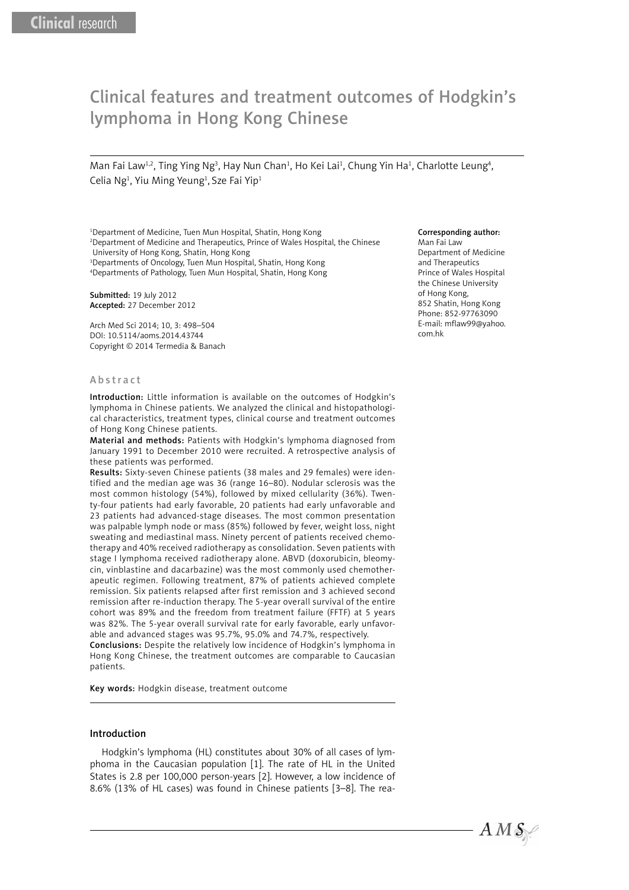Clinical research

# Clinical features and treatment outcomes of Hodgkin's lymphoma in Hong Kong Chinese

Man Fai Law[1,2], Ting Ying Ng[3], Hay Nun Chan[1], Ho Kei Lai[1], Chung Yin Ha[1], Charlotte Leung[4], Celia Ng[1], Yiu Ming Yeung[1], Sze Fai Yip[1]

[1]Department of Medicine, Tuen Mun Hospital, Shatin, Hong Kong
[2]Department of Medicine and Therapeutics, Prince of Wales Hospital, the Chinese University of Hong Kong, Shatin, Hong Kong
[3]Departments of Oncology, Tuen Mun Hospital, Shatin, Hong Kong
[4]Departments of Pathology, Tuen Mun Hospital, Shatin, Hong Kong

**Submitted:** 19 July 2012
**Accepted:** 27 December 2012

Arch Med Sci 2014; 10, 3: 498–504
DOI: 10.5114/aoms.2014.43744
Copyright © 2014 Termedia & Banach

**Corresponding author:**
Man Fai Law
Department of Medicine and Therapeutics
Prince of Wales Hospital the Chinese University of Hong Kong,
852 Shatin, Hong Kong
Phone: 852-97763090
E-mail: mflaw99@yahoo.com.hk

## Abstract

**Introduction:** Little information is available on the outcomes of Hodgkin's lymphoma in Chinese patients. We analyzed the clinical and histopathological characteristics, treatment types, clinical course and treatment outcomes of Hong Kong Chinese patients.

**Material and methods:** Patients with Hodgkin's lymphoma diagnosed from January 1991 to December 2010 were recruited. A retrospective analysis of these patients was performed.

**Results:** Sixty-seven Chinese patients (38 males and 29 females) were identified and the median age was 36 (range 16–80). Nodular sclerosis was the most common histology (54%), followed by mixed cellularity (36%). Twenty-four patients had early favorable, 20 patients had early unfavorable and 23 patients had advanced-stage diseases. The most common presentation was palpable lymph node or mass (85%) followed by fever, weight loss, night sweating and mediastinal mass. Ninety percent of patients received chemotherapy and 40% received radiotherapy as consolidation. Seven patients with stage I lymphoma received radiotherapy alone. ABVD (doxorubicin, bleomycin, vinblastine and dacarbazine) was the most commonly used chemotherapeutic regimen. Following treatment, 87% of patients achieved complete remission. Six patients relapsed after first remission and 3 achieved second remission after re-induction therapy. The 5-year overall survival of the entire cohort was 89% and the freedom from treatment failure (FFTF) at 5 years was 82%. The 5-year overall survival rate for early favorable, early unfavorable and advanced stages was 95.7%, 95.0% and 74.7%, respectively.

**Conclusions:** Despite the relatively low incidence of Hodgkin's lymphoma in Hong Kong Chinese, the treatment outcomes are comparable to Caucasian patients.

**Key words:** Hodgkin disease, treatment outcome

## Introduction

Hodgkin's lymphoma (HL) constitutes about 30% of all cases of lymphoma in the Caucasian population [1]. The rate of HL in the United States is 2.8 per 100,000 person-years [2]. However, a low incidence of 8.6% (13% of HL cases) was found in Chinese patients [3–8]. The rea-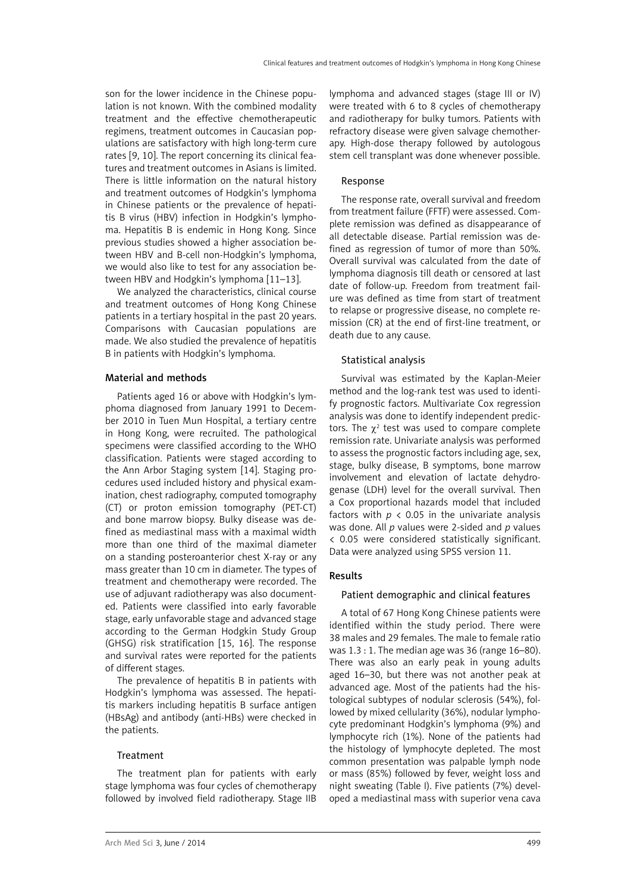son for the lower incidence in the Chinese population is not known. With the combined modality treatment and the effective chemotherapeutic regimens, treatment outcomes in Caucasian populations are satisfactory with high long-term cure rates [9, 10]. The report concerning its clinical features and treatment outcomes in Asians is limited. There is little information on the natural history and treatment outcomes of Hodgkin's lymphoma in Chinese patients or the prevalence of hepatitis B virus (HBV) infection in Hodgkin's lymphoma. Hepatitis B is endemic in Hong Kong. Since previous studies showed a higher association between HBV and B-cell non-Hodgkin's lymphoma, we would also like to test for any association between HBV and Hodgkin's lymphoma [11–13].

We analyzed the characteristics, clinical course and treatment outcomes of Hong Kong Chinese patients in a tertiary hospital in the past 20 years. Comparisons with Caucasian populations are made. We also studied the prevalence of hepatitis B in patients with Hodgkin's lymphoma.

## Material and methods

Patients aged 16 or above with Hodgkin's lymphoma diagnosed from January 1991 to December 2010 in Tuen Mun Hospital, a tertiary centre in Hong Kong, were recruited. The pathological specimens were classified according to the WHO classification. Patients were staged according to the Ann Arbor Staging system [14]. Staging procedures used included history and physical examination, chest radiography, computed tomography (CT) or proton emission tomography (PET-CT) and bone marrow biopsy. Bulky disease was defined as mediastinal mass with a maximal width more than one third of the maximal diameter on a standing posteroanterior chest X-ray or any mass greater than 10 cm in diameter. The types of treatment and chemotherapy were recorded. The use of adjuvant radiotherapy was also documented. Patients were classified into early favorable stage, early unfavorable stage and advanced stage according to the German Hodgkin Study Group (GHSG) risk stratification [15, 16]. The response and survival rates were reported for the patients of different stages.

The prevalence of hepatitis B in patients with Hodgkin's lymphoma was assessed. The hepatitis markers including hepatitis B surface antigen (HBsAg) and antibody (anti-HBs) were checked in the patients.

### Treatment

The treatment plan for patients with early stage lymphoma was four cycles of chemotherapy followed by involved field radiotherapy. Stage IIB lymphoma and advanced stages (stage III or IV) were treated with 6 to 8 cycles of chemotherapy and radiotherapy for bulky tumors. Patients with refractory disease were given salvage chemotherapy. High-dose therapy followed by autologous stem cell transplant was done whenever possible.

### Response

The response rate, overall survival and freedom from treatment failure (FFTF) were assessed. Complete remission was defined as disappearance of all detectable disease. Partial remission was defined as regression of tumor of more than 50%. Overall survival was calculated from the date of lymphoma diagnosis till death or censored at last date of follow-up. Freedom from treatment failure was defined as time from start of treatment to relapse or progressive disease, no complete remission (CR) at the end of first-line treatment, or death due to any cause.

### Statistical analysis

Survival was estimated by the Kaplan-Meier method and the log-rank test was used to identify prognostic factors. Multivariate Cox regression analysis was done to identify independent predictors. The $\chi^2$ test was used to compare complete remission rate. Univariate analysis was performed to assess the prognostic factors including age, sex, stage, bulky disease, B symptoms, bone marrow involvement and elevation of lactate dehydrogenase (LDH) level for the overall survival. Then a Cox proportional hazards model that included factors with $p < 0.05$ in the univariate analysis was done. All $p$ values were 2-sided and $p$ values $< 0.05$ were considered statistically significant. Data were analyzed using SPSS version 11.

## Results

### Patient demographic and clinical features

A total of 67 Hong Kong Chinese patients were identified within the study period. There were 38 males and 29 females. The male to female ratio was 1.3 : 1. The median age was 36 (range 16–80). There was also an early peak in young adults aged 16–30, but there was not another peak at advanced age. Most of the patients had the histological subtypes of nodular sclerosis (54%), followed by mixed cellularity (36%), nodular lymphocyte predominant Hodgkin's lymphoma (9%) and lymphocyte rich (1%). None of the patients had the histology of lymphocyte depleted. The most common presentation was palpable lymph node or mass (85%) followed by fever, weight loss and night sweating (Table I). Five patients (7%) developed a mediastinal mass with superior vena cava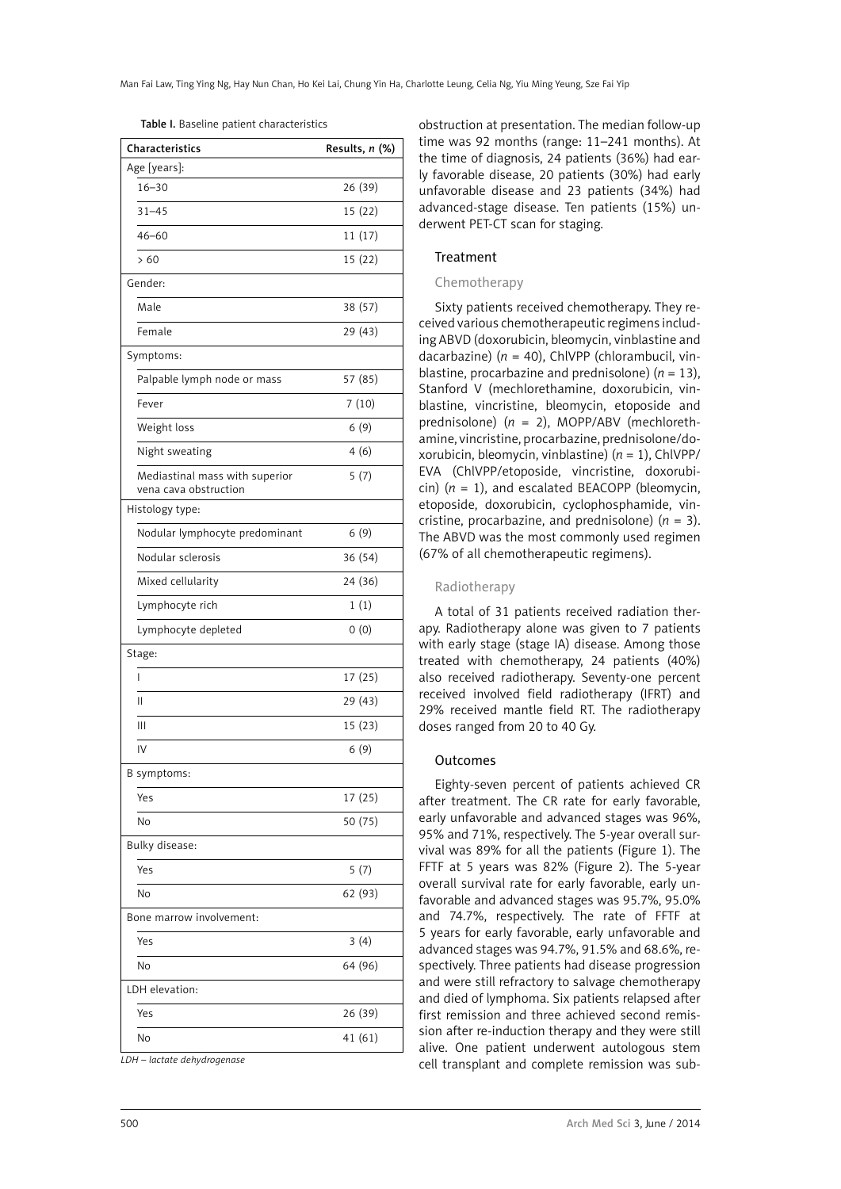Table I. Baseline patient characteristics

| Characteristics | Results, *n* (%) |
|---|---|
| Age [years]: | |
| 16–30 | 26 (39) |
| 31–45 | 15 (22) |
| 46–60 | 11 (17) |
| > 60 | 15 (22) |
| Gender: | |
| Male | 38 (57) |
| Female | 29 (43) |
| Symptoms: | |
| Palpable lymph node or mass | 57 (85) |
| Fever | 7 (10) |
| Weight loss | 6 (9) |
| Night sweating | 4 (6) |
| Mediastinal mass with superior vena cava obstruction | 5 (7) |
| Histology type: | |
| Nodular lymphocyte predominant | 6 (9) |
| Nodular sclerosis | 36 (54) |
| Mixed cellularity | 24 (36) |
| Lymphocyte rich | 1 (1) |
| Lymphocyte depleted | 0 (0) |
| Stage: | |
| I | 17 (25) |
| II | 29 (43) |
| III | 15 (23) |
| IV | 6 (9) |
| B symptoms: | |
| Yes | 17 (25) |
| No | 50 (75) |
| Bulky disease: | |
| Yes | 5 (7) |
| No | 62 (93) |
| Bone marrow involvement: | |
| Yes | 3 (4) |
| No | 64 (96) |
| LDH elevation: | |
| Yes | 26 (39) |
| No | 41 (61) |

*LDH – lactate dehydrogenase*

obstruction at presentation. The median follow-up time was 92 months (range: 11–241 months). At the time of diagnosis, 24 patients (36%) had early favorable disease, 20 patients (30%) had early unfavorable disease and 23 patients (34%) had advanced-stage disease. Ten patients (15%) underwent PET-CT scan for staging.

## Treatment

### Chemotherapy

Sixty patients received chemotherapy. They received various chemotherapeutic regimens including ABVD (doxorubicin, bleomycin, vinblastine and dacarbazine) (*n* = 40), ChlVPP (chlorambucil, vinblastine, procarbazine and prednisolone) (*n* = 13), Stanford V (mechlorethamine, doxorubicin, vinblastine, vincristine, bleomycin, etoposide and prednisolone) (*n* = 2), MOPP/ABV (mechlorethamine, vincristine, procarbazine, prednisolone/doxorubicin, bleomycin, vinblastine) (*n* = 1), ChlVPP/EVA (ChlVPP/etoposide, vincristine, doxorubicin) (*n* = 1), and escalated BEACOPP (bleomycin, etoposide, doxorubicin, cyclophosphamide, vincristine, procarbazine, and prednisolone) (*n* = 3). The ABVD was the most commonly used regimen (67% of all chemotherapeutic regimens).

### Radiotherapy

A total of 31 patients received radiation therapy. Radiotherapy alone was given to 7 patients with early stage (stage IA) disease. Among those treated with chemotherapy, 24 patients (40%) also received radiotherapy. Seventy-one percent received involved field radiotherapy (IFRT) and 29% received mantle field RT. The radiotherapy doses ranged from 20 to 40 Gy.

## Outcomes

Eighty-seven percent of patients achieved CR after treatment. The CR rate for early favorable, early unfavorable and advanced stages was 96%, 95% and 71%, respectively. The 5-year overall survival was 89% for all the patients (Figure 1). The FFTF at 5 years was 82% (Figure 2). The 5-year overall survival rate for early favorable, early unfavorable and advanced stages was 95.7%, 95.0% and 74.7%, respectively. The rate of FFTF at 5 years for early favorable, early unfavorable and advanced stages was 94.7%, 91.5% and 68.6%, respectively. Three patients had disease progression and were still refractory to salvage chemotherapy and died of lymphoma. Six patients relapsed after first remission and three achieved second remission after re-induction therapy and they were still alive. One patient underwent autologous stem cell transplant and complete remission was sub-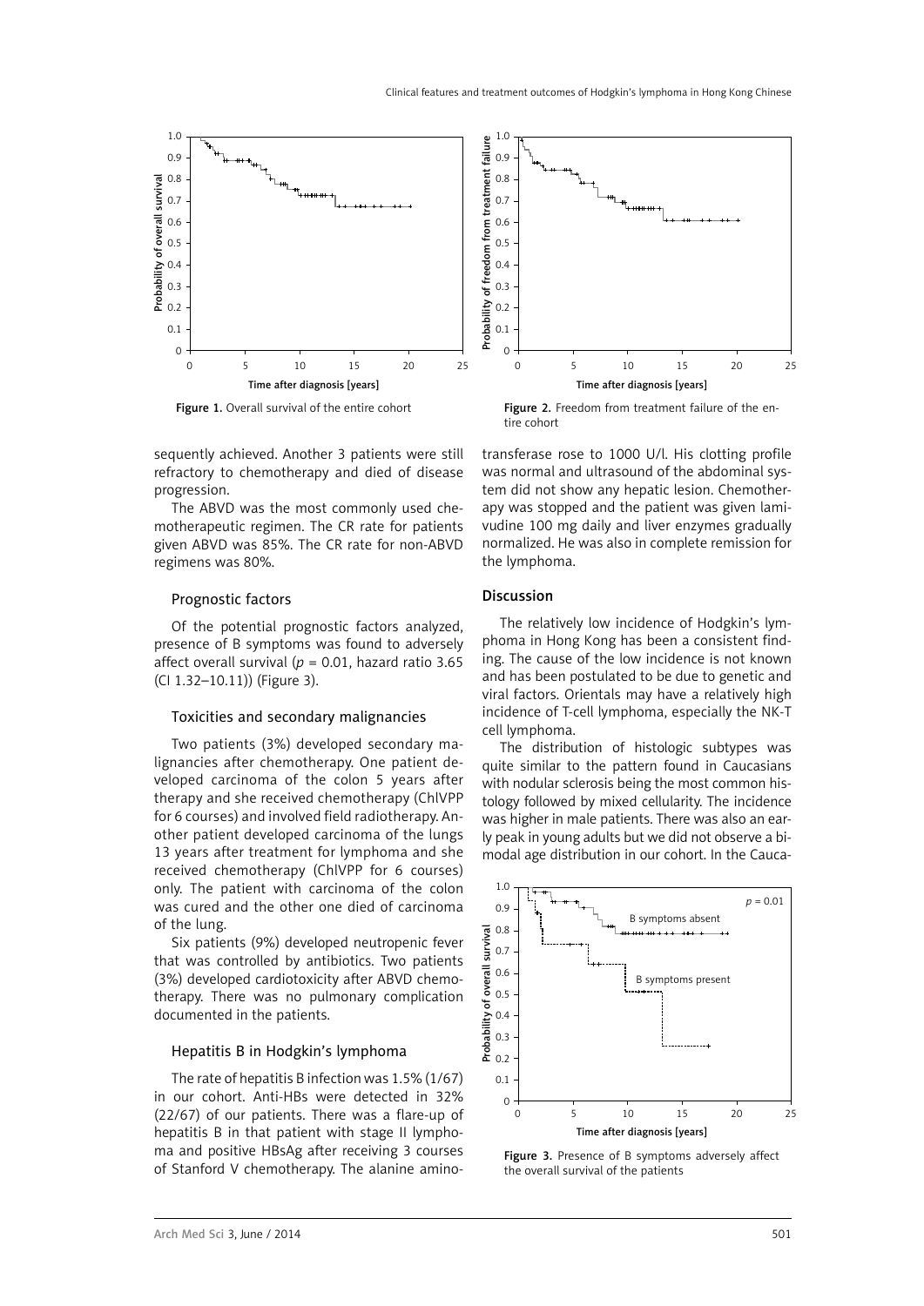Figure 1. Overall survival of the entire cohort

Figure 2. Freedom from treatment failure of the entire cohort

sequently achieved. Another 3 patients were still refractory to chemotherapy and died of disease progression.

The ABVD was the most commonly used chemotherapeutic regimen. The CR rate for patients given ABVD was 85%. The CR rate for non-ABVD regimens was 80%.

### Prognostic factors

Of the potential prognostic factors analyzed, presence of B symptoms was found to adversely affect overall survival ($p$ = 0.01, hazard ratio 3.65 (CI 1.32–10.11)) (Figure 3).

### Toxicities and secondary malignancies

Two patients (3%) developed secondary malignancies after chemotherapy. One patient developed carcinoma of the colon 5 years after therapy and she received chemotherapy (ChlVPP for 6 courses) and involved field radiotherapy. Another patient developed carcinoma of the lungs 13 years after treatment for lymphoma and she received chemotherapy (ChlVPP for 6 courses) only. The patient with carcinoma of the colon was cured and the other one died of carcinoma of the lung.

Six patients (9%) developed neutropenic fever that was controlled by antibiotics. Two patients (3%) developed cardiotoxicity after ABVD chemotherapy. There was no pulmonary complication documented in the patients.

### Hepatitis B in Hodgkin's lymphoma

The rate of hepatitis B infection was 1.5% (1/67) in our cohort. Anti-HBs were detected in 32% (22/67) of our patients. There was a flare-up of hepatitis B in that patient with stage II lymphoma and positive HBsAg after receiving 3 courses of Stanford V chemotherapy. The alanine aminotransferase rose to 1000 U/l. His clotting profile was normal and ultrasound of the abdominal system did not show any hepatic lesion. Chemotherapy was stopped and the patient was given lamivudine 100 mg daily and liver enzymes gradually normalized. He was also in complete remission for the lymphoma.

## Discussion

The relatively low incidence of Hodgkin's lymphoma in Hong Kong has been a consistent finding. The cause of the low incidence is not known and has been postulated to be due to genetic and viral factors. Orientals may have a relatively high incidence of T-cell lymphoma, especially the NK-T cell lymphoma.

The distribution of histologic subtypes was quite similar to the pattern found in Caucasians with nodular sclerosis being the most common histology followed by mixed cellularity. The incidence was higher in male patients. There was also an early peak in young adults but we did not observe a bimodal age distribution in our cohort. In the Cauca-

Figure 3. Presence of B symptoms adversely affect the overall survival of the patients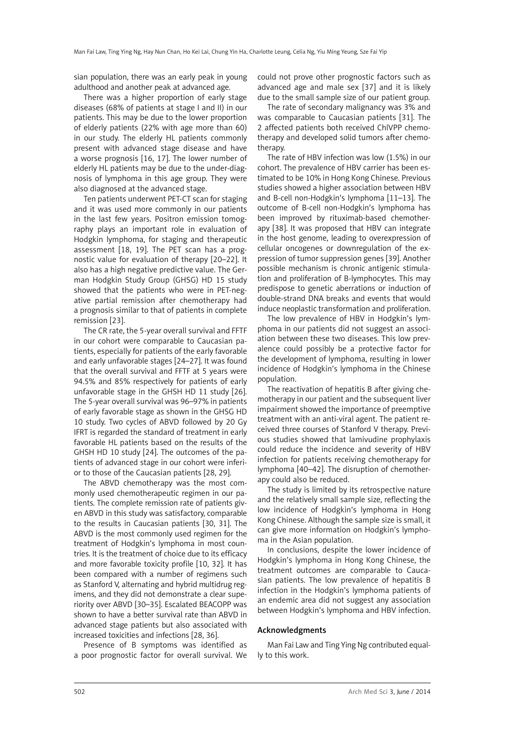sian population, there was an early peak in young adulthood and another peak at advanced age.

There was a higher proportion of early stage diseases (68% of patients at stage I and II) in our patients. This may be due to the lower proportion of elderly patients (22% with age more than 60) in our study. The elderly HL patients commonly present with advanced stage disease and have a worse prognosis [16, 17]. The lower number of elderly HL patients may be due to the under-diagnosis of lymphoma in this age group. They were also diagnosed at the advanced stage.

Ten patients underwent PET-CT scan for staging and it was used more commonly in our patients in the last few years. Positron emission tomography plays an important role in evaluation of Hodgkin lymphoma, for staging and therapeutic assessment [18, 19]. The PET scan has a prognostic value for evaluation of therapy [20–22]. It also has a high negative predictive value. The German Hodgkin Study Group (GHSG) HD 15 study showed that the patients who were in PET-negative partial remission after chemotherapy had a prognosis similar to that of patients in complete remission [23].

The CR rate, the 5-year overall survival and FFTF in our cohort were comparable to Caucasian patients, especially for patients of the early favorable and early unfavorable stages [24–27]. It was found that the overall survival and FFTF at 5 years were 94.5% and 85% respectively for patients of early unfavorable stage in the GHSH HD 11 study [26]. The 5-year overall survival was 96–97% in patients of early favorable stage as shown in the GHSG HD 10 study. Two cycles of ABVD followed by 20 Gy IFRT is regarded the standard of treatment in early favorable HL patients based on the results of the GHSH HD 10 study [24]. The outcomes of the patients of advanced stage in our cohort were inferior to those of the Caucasian patients [28, 29].

The ABVD chemotherapy was the most commonly used chemotherapeutic regimen in our patients. The complete remission rate of patients given ABVD in this study was satisfactory, comparable to the results in Caucasian patients [30, 31]. The ABVD is the most commonly used regimen for the treatment of Hodgkin's lymphoma in most countries. It is the treatment of choice due to its efficacy and more favorable toxicity profile [10, 32]. It has been compared with a number of regimens such as Stanford V, alternating and hybrid multidrug regimens, and they did not demonstrate a clear superiority over ABVD [30–35]. Escalated BEACOPP was shown to have a better survival rate than ABVD in advanced stage patients but also associated with increased toxicities and infections [28, 36].

Presence of B symptoms was identified as a poor prognostic factor for overall survival. We could not prove other prognostic factors such as advanced age and male sex [37] and it is likely due to the small sample size of our patient group.

The rate of secondary malignancy was 3% and was comparable to Caucasian patients [31]. The 2 affected patients both received ChlVPP chemotherapy and developed solid tumors after chemotherapy.

The rate of HBV infection was low (1.5%) in our cohort. The prevalence of HBV carrier has been estimated to be 10% in Hong Kong Chinese. Previous studies showed a higher association between HBV and B-cell non-Hodgkin's lymphoma [11–13]. The outcome of B-cell non-Hodgkin's lymphoma has been improved by rituximab-based chemotherapy [38]. It was proposed that HBV can integrate in the host genome, leading to overexpression of cellular oncogenes or downregulation of the expression of tumor suppression genes [39]. Another possible mechanism is chronic antigenic stimulation and proliferation of B-lymphocytes. This may predispose to genetic aberrations or induction of double-strand DNA breaks and events that would induce neoplastic transformation and proliferation.

The low prevalence of HBV in Hodgkin's lymphoma in our patients did not suggest an association between these two diseases. This low prevalence could possibly be a protective factor for the development of lymphoma, resulting in lower incidence of Hodgkin's lymphoma in the Chinese population.

The reactivation of hepatitis B after giving chemotherapy in our patient and the subsequent liver impairment showed the importance of preemptive treatment with an anti-viral agent. The patient received three courses of Stanford V therapy. Previous studies showed that lamivudine prophylaxis could reduce the incidence and severity of HBV infection for patients receiving chemotherapy for lymphoma [40–42]. The disruption of chemotherapy could also be reduced.

The study is limited by its retrospective nature and the relatively small sample size, reflecting the low incidence of Hodgkin's lymphoma in Hong Kong Chinese. Although the sample size is small, it can give more information on Hodgkin's lymphoma in the Asian population.

In conclusions, despite the lower incidence of Hodgkin's lymphoma in Hong Kong Chinese, the treatment outcomes are comparable to Caucasian patients. The low prevalence of hepatitis B infection in the Hodgkin's lymphoma patients of an endemic area did not suggest any association between Hodgkin's lymphoma and HBV infection.

## Acknowledgments

Man Fai Law and Ting Ying Ng contributed equally to this work.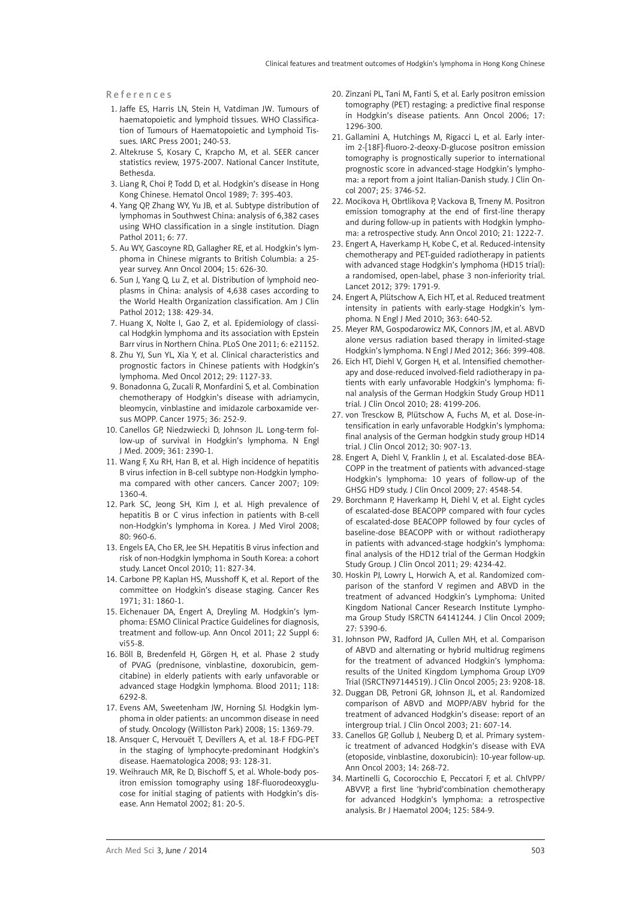## References

1. Jaffe ES, Harris LN, Stein H, Vatdiman JW. Tumours of haematopoietic and lymphoid tissues. WHO Classification of Tumours of Haematopoietic and Lymphoid Tissues. IARC Press 2001; 240-53.
2. Altekruse S, Kosary C, Krapcho M, et al. SEER cancer statistics review, 1975-2007. National Cancer Institute, Bethesda.
3. Liang R, Choi P, Todd D, et al. Hodgkin's disease in Hong Kong Chinese. Hematol Oncol 1989; 7: 395-403.
4. Yang QP, Zhang WY, Yu JB, et al. Subtype distribution of lymphomas in Southwest China: analysis of 6,382 cases using WHO classification in a single institution. Diagn Pathol 2011; 6: 77.
5. Au WY, Gascoyne RD, Gallagher RE, et al. Hodgkin's lymphoma in Chinese migrants to British Columbia: a 25-year survey. Ann Oncol 2004; 15: 626-30.
6. Sun J, Yang Q, Lu Z, et al. Distribution of lymphoid neoplasms in China: analysis of 4,638 cases according to the World Health Organization classification. Am J Clin Pathol 2012; 138: 429-34.
7. Huang X, Nolte I, Gao Z, et al. Epidemiology of classical Hodgkin lymphoma and its association with Epstein Barr virus in Northern China. PLoS One 2011; 6: e21152.
8. Zhu YJ, Sun YL, Xia Y, et al. Clinical characteristics and prognostic factors in Chinese patients with Hodgkin's lymphoma. Med Oncol 2012; 29: 1127-33.
9. Bonadonna G, Zucali R, Monfardini S, et al. Combination chemotherapy of Hodgkin's disease with adriamycin, bleomycin, vinblastine and imidazole carboxamide versus MOPP. Cancer 1975; 36: 252-9.
10. Canellos GP, Niedzwiecki D, Johnson JL. Long-term follow-up of survival in Hodgkin's lymphoma. N Engl J Med. 2009; 361: 2390-1.
11. Wang F, Xu RH, Han B, et al. High incidence of hepatitis B virus infection in B-cell subtype non-Hodgkin lymphoma compared with other cancers. Cancer 2007; 109: 1360-4.
12. Park SC, Jeong SH, Kim J, et al. High prevalence of hepatitis B or C virus infection in patients with B-cell non-Hodgkin's lymphoma in Korea. J Med Virol 2008; 80: 960-6.
13. Engels EA, Cho ER, Jee SH. Hepatitis B virus infection and risk of non-Hodgkin lymphoma in South Korea: a cohort study. Lancet Oncol 2010; 11: 827-34.
14. Carbone PP, Kaplan HS, Musshoff K, et al. Report of the committee on Hodgkin's disease staging. Cancer Res 1971; 31: 1860-1.
15. Eichenauer DA, Engert A, Dreyling M. Hodgkin's lymphoma: ESMO Clinical Practice Guidelines for diagnosis, treatment and follow-up. Ann Oncol 2011; 22 Suppl 6: vi55-8.
16. Böll B, Bredenfeld H, Görgen H, et al. Phase 2 study of PVAG (prednisone, vinblastine, doxorubicin, gemcitabine) in elderly patients with early unfavorable or advanced stage Hodgkin lymphoma. Blood 2011; 118: 6292-8.
17. Evens AM, Sweetenham JW, Horning SJ. Hodgkin lymphoma in older patients: an uncommon disease in need of study. Oncology (Williston Park) 2008; 15: 1369-79.
18. Ansquer C, Hervouët T, Devillers A, et al. 18-F FDG-PET in the staging of lymphocyte-predominant Hodgkin's disease. Haematologica 2008; 93: 128-31.
19. Weihrauch MR, Re D, Bischoff S, et al. Whole-body positron emission tomography using 18F-fluorodeoxyglucose for initial staging of patients with Hodgkin's disease. Ann Hematol 2002; 81: 20-5.
20. Zinzani PL, Tani M, Fanti S, et al. Early positron emission tomography (PET) restaging: a predictive final response in Hodgkin's disease patients. Ann Oncol 2006; 17: 1296-300.
21. Gallamini A, Hutchings M, Rigacci L, et al. Early interim 2-[18F]-fluoro-2-deoxy-D-glucose positron emission tomography is prognostically superior to international prognostic score in advanced-stage Hodgkin's lymphoma: a report from a joint Italian-Danish study. J Clin Oncol 2007; 25: 3746-52.
22. Mocikova H, Obrtlikova P, Vackova B, Trneny M. Positron emission tomography at the end of first-line therapy and during follow-up in patients with Hodgkin lymphoma: a retrospective study. Ann Oncol 2010; 21: 1222-7.
23. Engert A, Haverkamp H, Kobe C, et al. Reduced-intensity chemotherapy and PET-guided radiotherapy in patients with advanced stage Hodgkin's lymphoma (HD15 trial): a randomised, open-label, phase 3 non-inferiority trial. Lancet 2012; 379: 1791-9.
24. Engert A, Plütschow A, Eich HT, et al. Reduced treatment intensity in patients with early-stage Hodgkin's lymphoma. N Engl J Med 2010; 363: 640-52.
25. Meyer RM, Gospodarowicz MK, Connors JM, et al. ABVD alone versus radiation based therapy in limited-stage Hodgkin's lymphoma. N Engl J Med 2012; 366: 399-408.
26. Eich HT, Diehl V, Gorgen H, et al. Intensified chemotherapy and dose-reduced involved-field radiotherapy in patients with early unfavorable Hodgkin's lymphoma: final analysis of the German Hodgkin Study Group HD11 trial. J Clin Oncol 2010; 28: 4199-206.
27. von Tresckow B, Plütschow A, Fuchs M, et al. Dose-intensification in early unfavorable Hodgkin's lymphoma: final analysis of the German hodgkin study group HD14 trial. J Clin Oncol 2012; 30: 907-13.
28. Engert A, Diehl V, Franklin J, et al. Escalated-dose BEACOPP in the treatment of patients with advanced-stage Hodgkin's lymphoma: 10 years of follow-up of the GHSG HD9 study. J Clin Oncol 2009; 27: 4548-54.
29. Borchmann P, Haverkamp H, Diehl V, et al. Eight cycles of escalated-dose BEACOPP compared with four cycles of escalated-dose BEACOPP followed by four cycles of baseline-dose BEACOPP with or without radiotherapy in patients with advanced-stage hodgkin's lymphoma: final analysis of the HD12 trial of the German Hodgkin Study Group. J Clin Oncol 2011; 29: 4234-42.
30. Hoskin PJ, Lowry L, Horwich A, et al. Randomized comparison of the stanford V regimen and ABVD in the treatment of advanced Hodgkin's Lymphoma: United Kingdom National Cancer Research Institute Lymphoma Group Study ISRCTN 64141244. J Clin Oncol 2009; 27: 5390-6.
31. Johnson PW, Radford JA, Cullen MH, et al. Comparison of ABVD and alternating or hybrid multidrug regimens for the treatment of advanced Hodgkin's lymphoma: results of the United Kingdom Lymphoma Group LY09 Trial (ISRCTN97144519). J Clin Oncol 2005; 23: 9208-18.
32. Duggan DB, Petroni GR, Johnson JL, et al. Randomized comparison of ABVD and MOPP/ABV hybrid for the treatment of advanced Hodgkin's disease: report of an intergroup trial. J Clin Oncol 2003; 21: 607-14.
33. Canellos GP, Gollub J, Neuberg D, et al. Primary systemic treatment of advanced Hodgkin's disease with EVA (etoposide, vinblastine, doxorubicin): 10-year follow-up. Ann Oncol 2003; 14: 268-72.
34. Martinelli G, Cocorocchio E, Peccatori F, et al. ChlVPP/ABVVP, a first line 'hybrid'combination chemotherapy for advanced Hodgkin's lymphoma: a retrospective analysis. Br J Haematol 2004; 125: 584-9.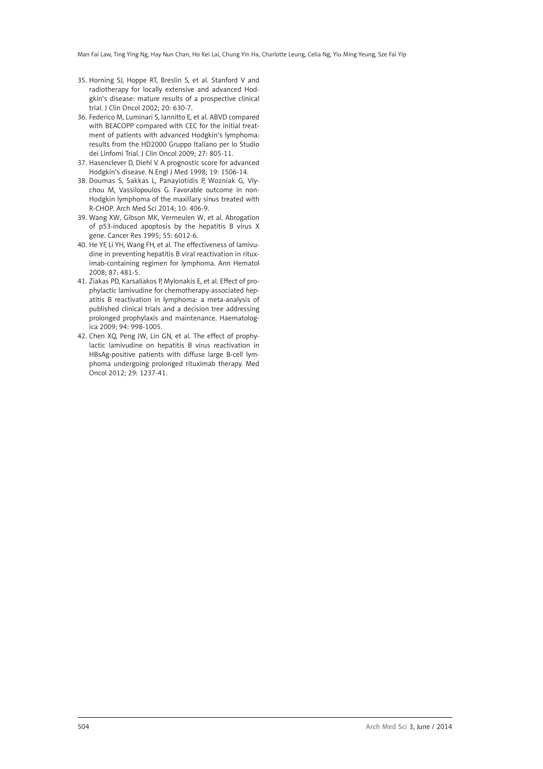35. Horning SJ, Hoppe RT, Breslin S, et al. Stanford V and radiotherapy for locally extensive and advanced Hodgkin's disease: mature results of a prospective clinical trial. J Clin Oncol 2002; 20: 630-7.
36. Federico M, Luminari S, Iannitto E, et al. ABVD compared with BEACOPP compared with CEC for the initial treatment of patients with advanced Hodgkin's lymphoma: results from the HD2000 Gruppo Italiano per lo Studio dei Linfomi Trial. J Clin Oncol 2009; 27: 805-11.
37. Hasenclever D, Diehl V. A prognostic score for advanced Hodgkin's disease. N Engl J Med 1998; 19: 1506-14.
38. Doumas S, Sakkas L, Panayiotidis P, Wozniak G, Vlychou M, Vassilopoulos G. Favorable outcome in non-Hodgkin lymphoma of the maxillary sinus treated with R-CHOP. Arch Med Sci 2014; 10: 406-9.
39. Wang XW, Gibson MK, Vermeulen W, et al. Abrogation of p53-induced apoptosis by the hepatitis B virus X gene. Cancer Res 1995; 55: 6012-6.
40. He YF, Li YH, Wang FH, et al. The effectiveness of lamivudine in preventing hepatitis B viral reactivation in rituximab-containing regimen for lymphoma. Ann Hematol 2008; 87: 481-5.
41. Ziakas PD, Karsaliakos P, Mylonakis E, et al. Effect of prophylactic lamivudine for chemotherapy-associated hepatitis B reactivation in lymphoma: a meta-analysis of published clinical trials and a decision tree addressing prolonged prophylaxis and maintenance. Haematologica 2009; 94: 998-1005.
42. Chen XQ, Peng JW, Lin GN, et al. The effect of prophylactic lamivudine on hepatitis B virus reactivation in HBsAg-positive patients with diffuse large B-cell lymphoma undergoing prolonged rituximab therapy. Med Oncol 2012; 29: 1237-41.